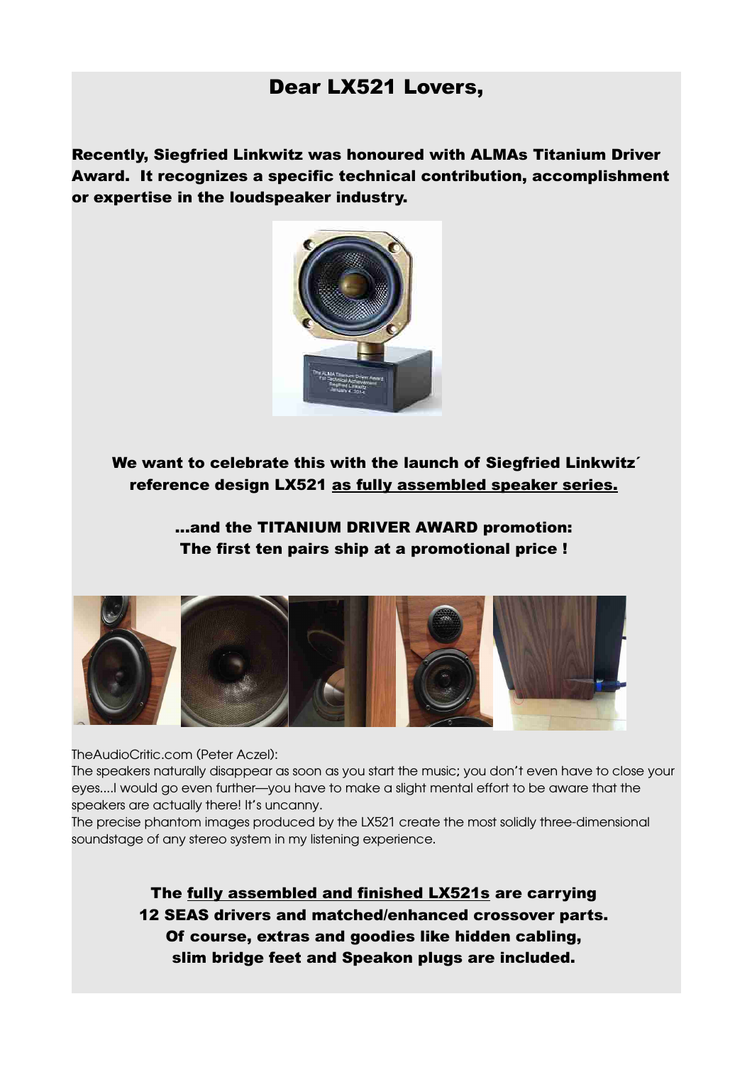# Dear LX521 Lovers,

**Recently, Siegfried Linkwitz was honoured with ALMAs Titanium Driver Award. It recognizes a specific technical contribution, accomplishment or expertise in the loudspeaker industry.**

**We want to celebrate this with the launch of Siegfried Linkwitz´ reference design LX521 <u>as fully assembled speaker series.</u>**

**...and the TITANIUM DRIVER AWARD promotion: The first ten pairs ship at a promotional price !**

TheAudioCritic.com (Peter Aczel):
The speakers naturally disappear as soon as you start the music; you don't even have to close your eyes....I would go even further—you have to make a slight mental effort to be aware that the speakers are actually there! It's uncanny.
The precise phantom images produced by the LX521 create the most solidly three-dimensional soundstage of any stereo system in my listening experience.

**The <u>fully assembled and finished LX521s</u> are carrying 12 SEAS drivers and matched/enhanced crossover parts. Of course, extras and goodies like hidden cabling, slim bridge feet and Speakon plugs are included.**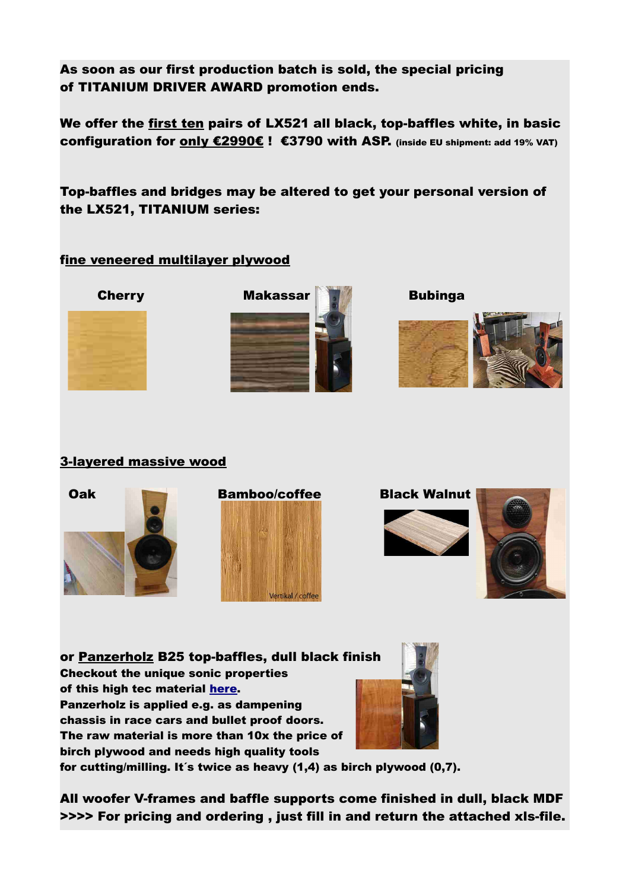**As soon as our first production batch is sold, the special pricing of TITANIUM DRIVER AWARD promotion ends.**

**We offer the <u>first ten</u> pairs of LX521 all black, top-baffles white, in basic configuration for <u>only €2990€</u> !  €3790 with ASP.** **(inside EU shipment: add 19% VAT)**

**Top-baffles and bridges may be altered to get your personal version of the LX521, TITANIUM series:**

**<u>fine veneered multilayer plywood</u>**

**Cherry**

**Makassar**

**Bubinga**

**<u>3-layered massive wood</u>**

**Oak**

**Bamboo/coffee**

**Black Walnut**

**or <u>Panzerholz</u> B25 top-baffles, dull black finish**
**Checkout the unique sonic properties of this high tec material [here](#).**
**Panzerholz is applied e.g. as dampening chassis in race cars and bullet proof doors.**
**The raw material is more than 10x the price of birch plywood and needs high quality tools for cutting/milling. It´s twice as heavy (1,4) as birch plywood (0,7).**

**All woofer V-frames and baffle supports come finished in dull, black MDF**
**>>>> For pricing and ordering , just fill in and return the attached xls-file.**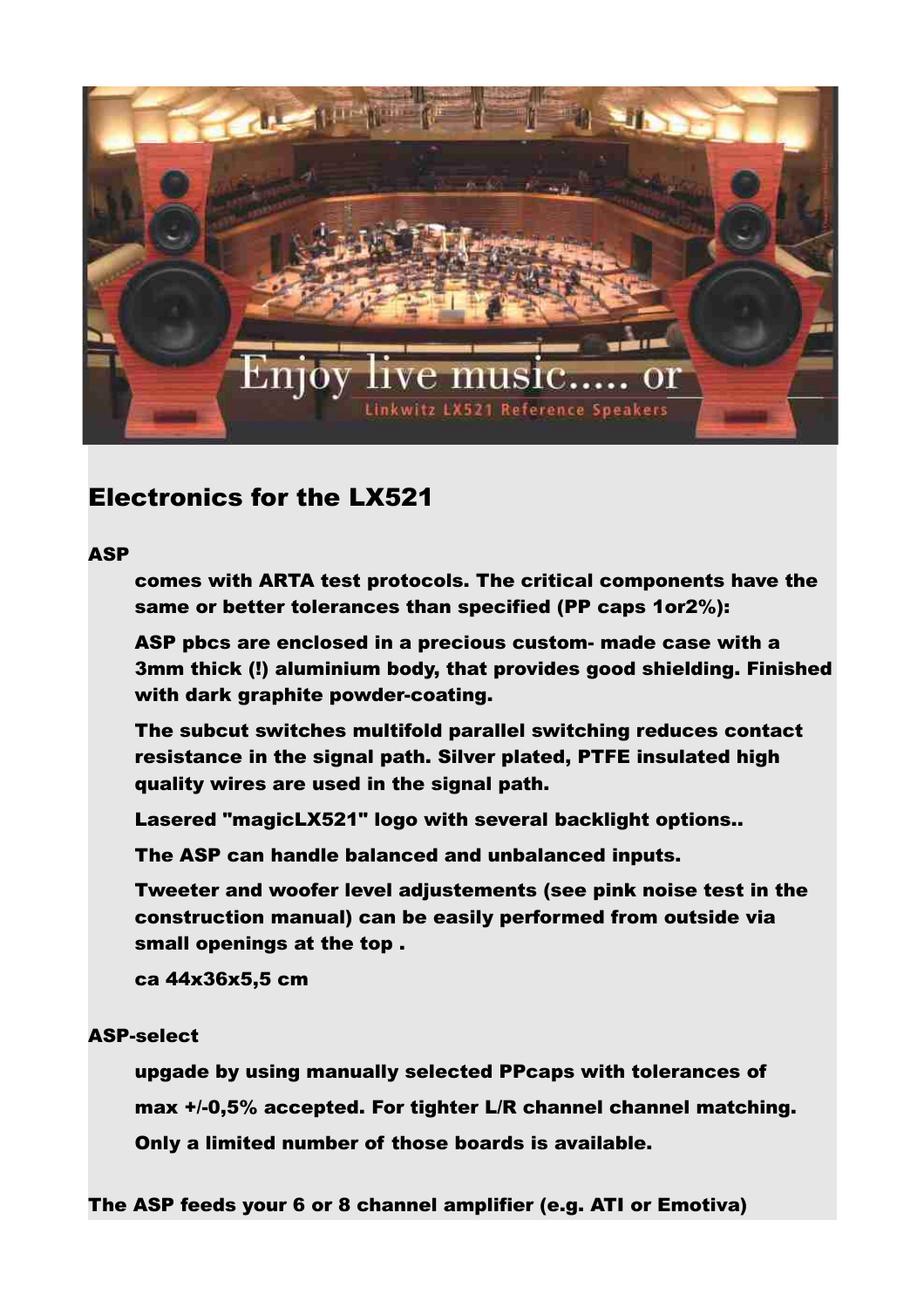## Electronics for the LX521

**ASP**

> **comes with ARTA test protocols. The critical components have the same or better tolerances than specified (PP caps 1or2%):**
>
> **ASP pbcs are enclosed in a precious custom- made case with a 3mm thick (!) aluminium body, that provides good shielding. Finished with dark graphite powder-coating.**
>
> **The subcut switches multifold parallel switching reduces contact resistance in the signal path. Silver plated, PTFE insulated high quality wires are used in the signal path.**
>
> **Lasered "magicLX521" logo with several backlight options..**
>
> **The ASP can handle balanced and unbalanced inputs.**
>
> **Tweeter and woofer level adjustements (see pink noise test in the construction manual) can be easily performed from outside via small openings at the top .**
>
> **ca 44x36x5,5 cm**

**ASP-select**

> **upgade by using manually selected PPcaps with tolerances of**
>
> **max +/-0,5% accepted. For tighter L/R channel channel matching.**
>
> **Only a limited number of those boards is available.**

**The ASP feeds your 6 or 8 channel amplifier (e.g. ATI or Emotiva)**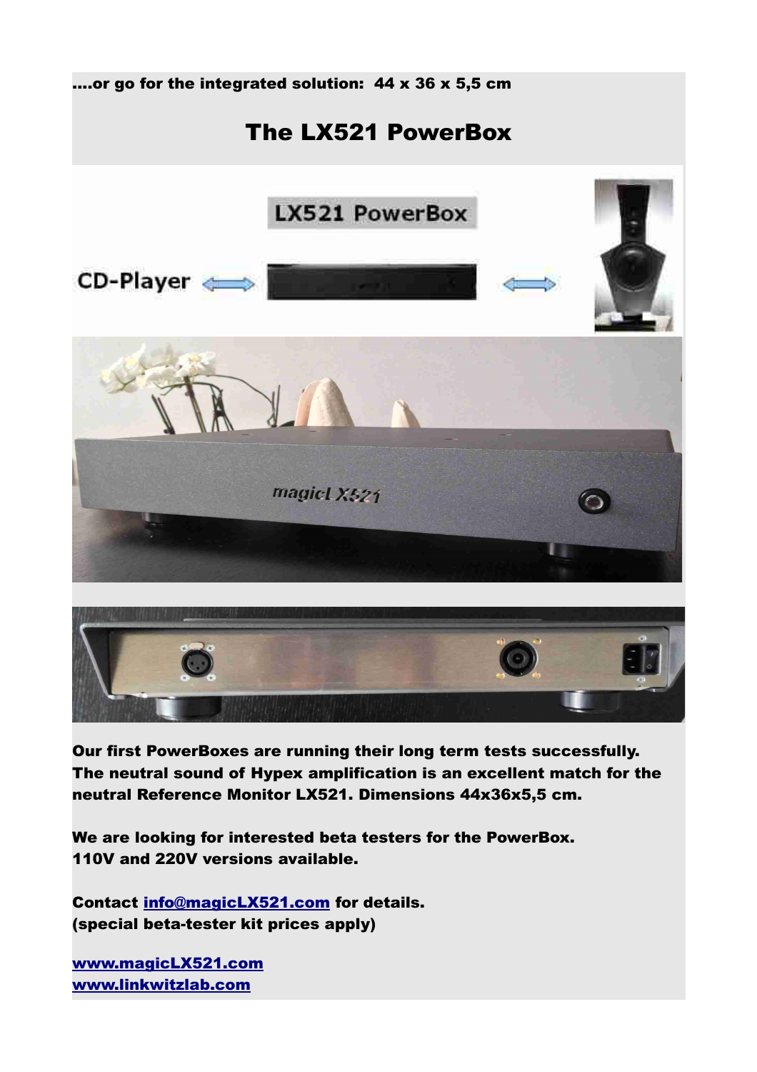**....or go for the integrated solution: 44 x 36 x 5,5 cm**

## The LX521 PowerBox

**Our first PowerBoxes are running their long term tests successfully. The neutral sound of Hypex amplification is an excellent match for the neutral Reference Monitor LX521. Dimensions 44x36x5,5 cm.**

**We are looking for interested beta testers for the PowerBox.**
**110V and 220V versions available.**

**Contact [info@magicLX521.com](mailto:info@magicLX521.com) for details.**
**(special beta-tester kit prices apply)**

**[www.magicLX521.com](http://www.magicLX521.com)**
**[www.linkwitzlab.com](http://www.linkwitzlab.com)**